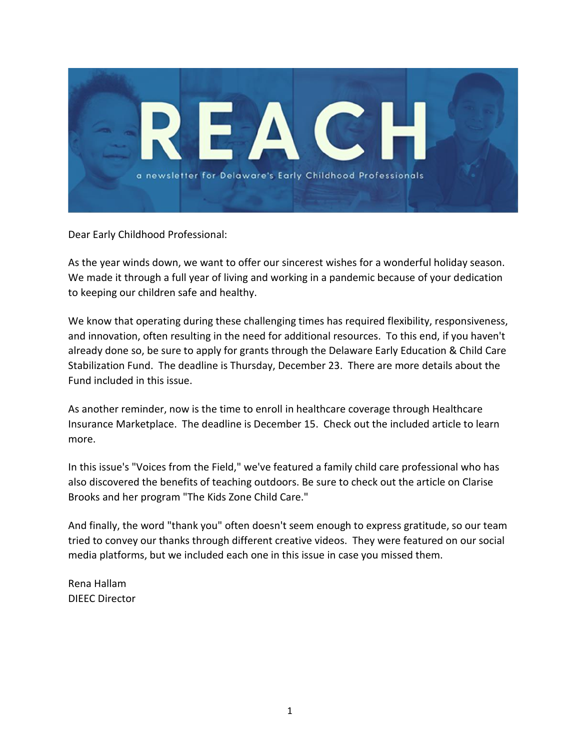# REACH

a newsletter for Delaware's Early Childhood Professionals

Dear Early Childhood Professional:

As the year winds down, we want to offer our sincerest wishes for a wonderful holiday season. We made it through a full year of living and working in a pandemic because of your dedication to keeping our children safe and healthy.

We know that operating during these challenging times has required flexibility, responsiveness, and innovation, often resulting in the need for additional resources. To this end, if you haven't already done so, be sure to apply for grants through the Delaware Early Education & Child Care Stabilization Fund. The deadline is Thursday, December 23. There are more details about the Fund included in this issue.

As another reminder, now is the time to enroll in healthcare coverage through Healthcare Insurance Marketplace. The deadline is December 15. Check out the included article to learn more.

In this issue's "Voices from the Field," we've featured a family child care professional who has also discovered the benefits of teaching outdoors. Be sure to check out the article on Clarise Brooks and her program "The Kids Zone Child Care."

And finally, the word "thank you" often doesn't seem enough to express gratitude, so our team tried to convey our thanks through different creative videos. They were featured on our social media platforms, but we included each one in this issue in case you missed them.

Rena Hallam
DIEEC Director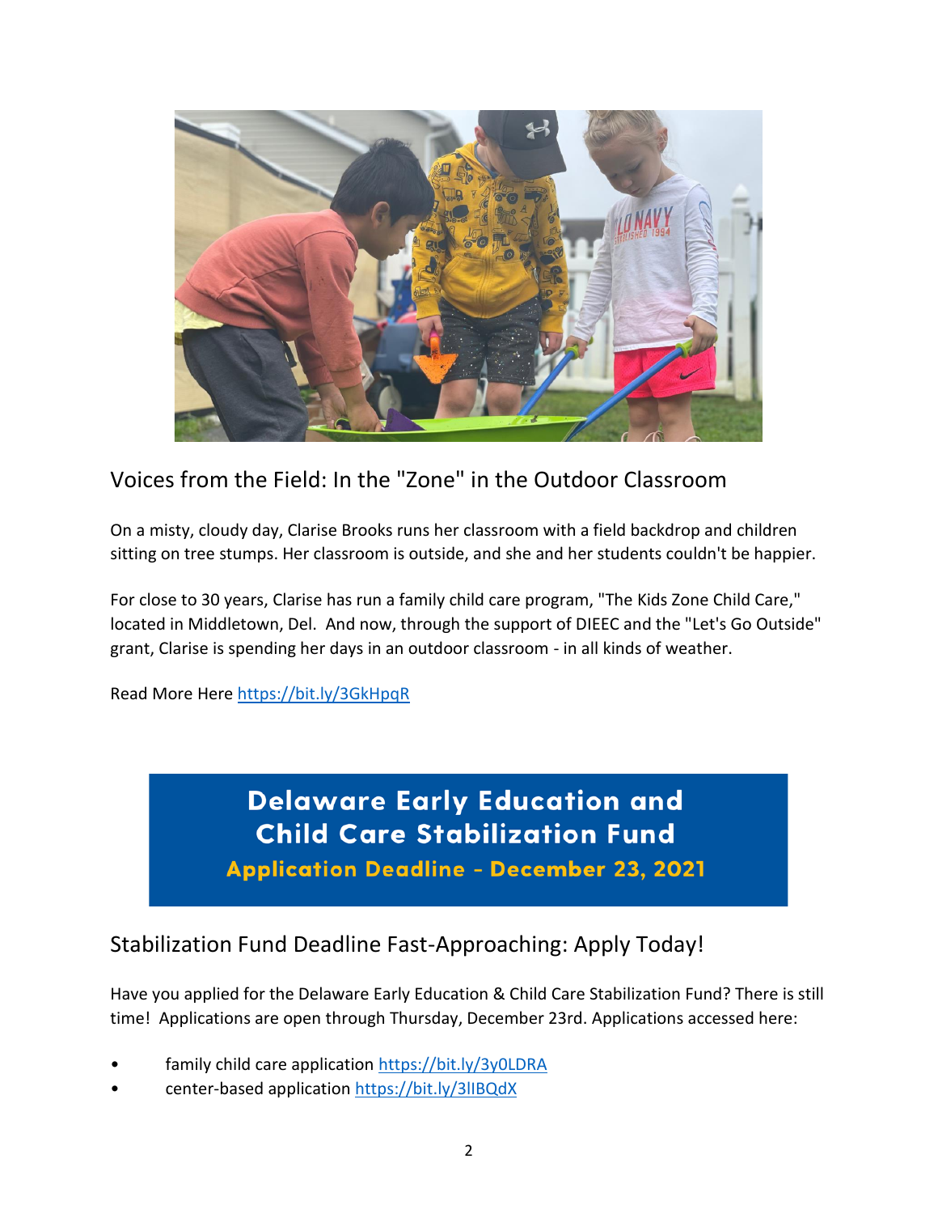## Voices from the Field: In the "Zone" in the Outdoor Classroom

On a misty, cloudy day, Clarise Brooks runs her classroom with a field backdrop and children sitting on tree stumps. Her classroom is outside, and she and her students couldn't be happier.

For close to 30 years, Clarise has run a family child care program, "The Kids Zone Child Care," located in Middletown, Del. And now, through the support of DIEEC and the "Let's Go Outside" grant, Clarise is spending her days in an outdoor classroom - in all kinds of weather.

Read More Here https://bit.ly/3GkHpqR

**Delaware Early Education and Child Care Stabilization Fund**

**Application Deadline - December 23, 2021**

## Stabilization Fund Deadline Fast-Approaching: Apply Today!

Have you applied for the Delaware Early Education & Child Care Stabilization Fund? There is still time! Applications are open through Thursday, December 23rd. Applications accessed here:

- family child care application https://bit.ly/3y0LDRA
- center-based application https://bit.ly/3lIBQdX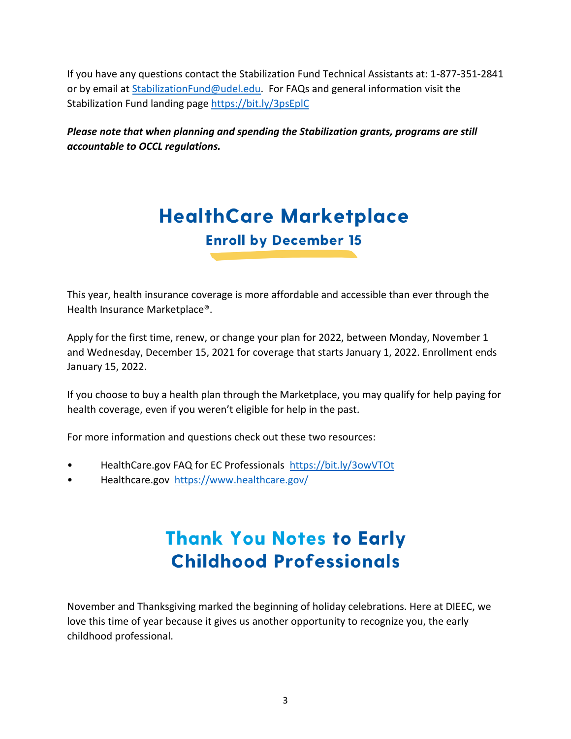If you have any questions contact the Stabilization Fund Technical Assistants at: 1-877-351-2841 or by email at StabilizationFund@udel.edu. For FAQs and general information visit the Stabilization Fund landing page https://bit.ly/3psEplC

***Please note that when planning and spending the Stabilization grants, programs are still accountable to OCCL regulations.***

# HealthCare Marketplace

## Enroll by December 15

This year, health insurance coverage is more affordable and accessible than ever through the Health Insurance Marketplace®.

Apply for the first time, renew, or change your plan for 2022, between Monday, November 1 and Wednesday, December 15, 2021 for coverage that starts January 1, 2022. Enrollment ends January 15, 2022.

If you choose to buy a health plan through the Marketplace, you may qualify for help paying for health coverage, even if you weren't eligible for help in the past.

For more information and questions check out these two resources:

- HealthCare.gov FAQ for EC Professionals https://bit.ly/3owVTOt
- Healthcare.gov https://www.healthcare.gov/

# Thank You Notes to Early Childhood Professionals

November and Thanksgiving marked the beginning of holiday celebrations. Here at DIEEC, we love this time of year because it gives us another opportunity to recognize you, the early childhood professional.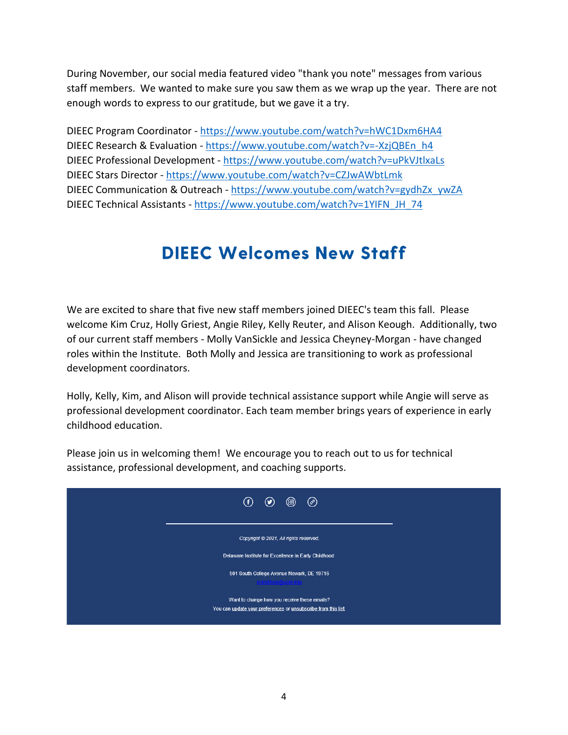During November, our social media featured video "thank you note" messages from various staff members. We wanted to make sure you saw them as we wrap up the year. There are not enough words to express to our gratitude, but we gave it a try.

DIEEC Program Coordinator - https://www.youtube.com/watch?v=hWC1Dxm6HA4
DIEEC Research & Evaluation - https://www.youtube.com/watch?v=-XzjQBEn_h4
DIEEC Professional Development - https://www.youtube.com/watch?v=uPkVJtlxaLs
DIEEC Stars Director - https://www.youtube.com/watch?v=CZJwAWbtLmk
DIEEC Communication & Outreach - https://www.youtube.com/watch?v=gydhZx_ywZA
DIEEC Technical Assistants - https://www.youtube.com/watch?v=1YIFN_JH_74

## DIEEC Welcomes New Staff

We are excited to share that five new staff members joined DIEEC's team this fall. Please welcome Kim Cruz, Holly Griest, Angie Riley, Kelly Reuter, and Alison Keough. Additionally, two of our current staff members - Molly VanSickle and Jessica Cheyney-Morgan - have changed roles within the Institute. Both Molly and Jessica are transitioning to work as professional development coordinators.

Holly, Kelly, Kim, and Alison will provide technical assistance support while Angie will serve as professional development coordinator. Each team member brings years of experience in early childhood education.

Please join us in welcoming them! We encourage you to reach out to us for technical assistance, professional development, and coaching supports.

*Copyright © 2021, All rights reserved.*

Delaware Institute for Excellence in Early Childhood

501 South College Avenue Newark, DE 19716
ecinstitute@udel.edu

Want to change how you receive these emails?
You can update your preferences or unsubscribe from this list